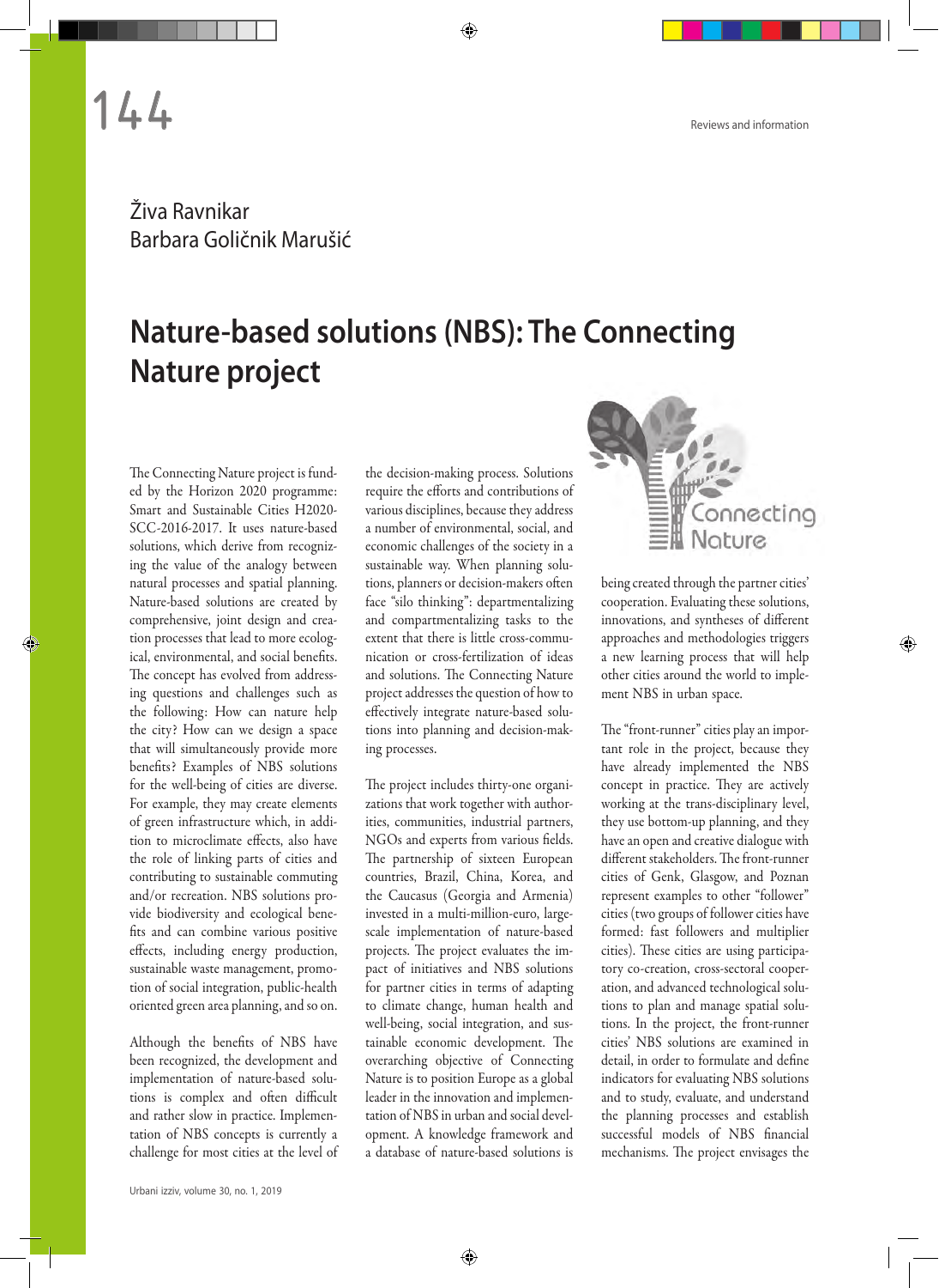Živa Ravnikar
Barbara Goličnik Marušić

# Nature-based solutions (NBS): The Connecting Nature project

The Connecting Nature project is funded by the Horizon 2020 programme: Smart and Sustainable Cities H2020-SCC-2016-2017. It uses nature-based solutions, which derive from recognizing the value of the analogy between natural processes and spatial planning. Nature-based solutions are created by comprehensive, joint design and creation processes that lead to more ecological, environmental, and social benefits. The concept has evolved from addressing questions and challenges such as the following: How can nature help the city? How can we design a space that will simultaneously provide more benefits? Examples of NBS solutions for the well-being of cities are diverse. For example, they may create elements of green infrastructure which, in addition to microclimate effects, also have the role of linking parts of cities and contributing to sustainable commuting and/or recreation. NBS solutions provide biodiversity and ecological benefits and can combine various positive effects, including energy production, sustainable waste management, promotion of social integration, public-health oriented green area planning, and so on.

Although the benefits of NBS have been recognized, the development and implementation of nature-based solutions is complex and often difficult and rather slow in practice. Implementation of NBS concepts is currently a challenge for most cities at the level of the decision-making process. Solutions require the efforts and contributions of various disciplines, because they address a number of environmental, social, and economic challenges of the society in a sustainable way. When planning solutions, planners or decision-makers often face "silo thinking": departmentalizing and compartmentalizing tasks to the extent that there is little cross-communication or cross-fertilization of ideas and solutions. The Connecting Nature project addresses the question of how to effectively integrate nature-based solutions into planning and decision-making processes.

The project includes thirty-one organizations that work together with authorities, communities, industrial partners, NGOs and experts from various fields. The partnership of sixteen European countries, Brazil, China, Korea, and the Caucasus (Georgia and Armenia) invested in a multi-million-euro, large-scale implementation of nature-based projects. The project evaluates the impact of initiatives and NBS solutions for partner cities in terms of adapting to climate change, human health and well-being, social integration, and sustainable economic development. The overarching objective of Connecting Nature is to position Europe as a global leader in the innovation and implementation of NBS in urban and social development. A knowledge framework and a database of nature-based solutions is being created through the partner cities' cooperation. Evaluating these solutions, innovations, and syntheses of different approaches and methodologies triggers a new learning process that will help other cities around the world to implement NBS in urban space.

The "front-runner" cities play an important role in the project, because they have already implemented the NBS concept in practice. They are actively working at the trans-disciplinary level, they use bottom-up planning, and they have an open and creative dialogue with different stakeholders. The front-runner cities of Genk, Glasgow, and Poznan represent examples to other "follower" cities (two groups of follower cities have formed: fast followers and multiplier cities). These cities are using participatory co-creation, cross-sectoral cooperation, and advanced technological solutions to plan and manage spatial solutions. In the project, the front-runner cities' NBS solutions are examined in detail, in order to formulate and define indicators for evaluating NBS solutions and to study, evaluate, and understand the planning processes and establish successful models of NBS financial mechanisms. The project envisages the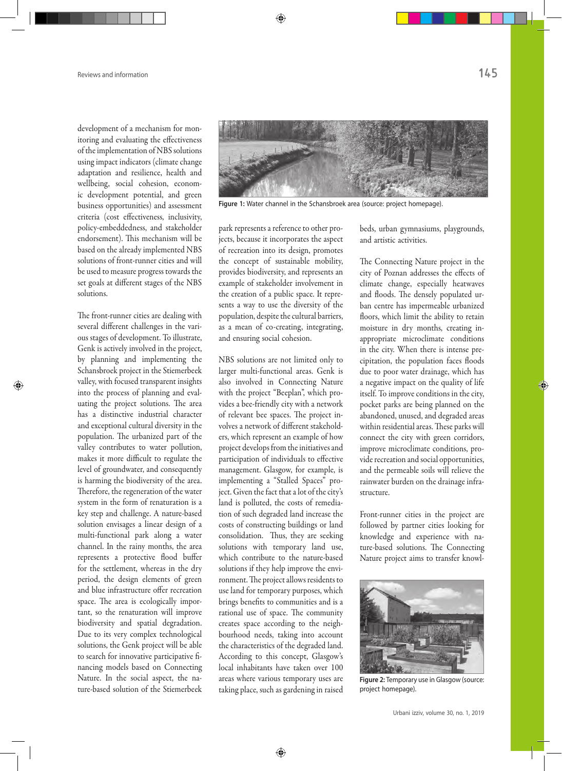development of a mechanism for monitoring and evaluating the effectiveness of the implementation of NBS solutions using impact indicators (climate change adaptation and resilience, health and wellbeing, social cohesion, economic development potential, and green business opportunities) and assessment criteria (cost effectiveness, inclusivity, policy-embeddedness, and stakeholder endorsement). This mechanism will be based on the already implemented NBS solutions of front-runner cities and will be used to measure progress towards the set goals at different stages of the NBS solutions.

The front-runner cities are dealing with several different challenges in the various stages of development. To illustrate, Genk is actively involved in the project, by planning and implementing the Schansbroek project in the Stiemerbeek valley, with focused transparent insights into the process of planning and evaluating the project solutions. The area has a distinctive industrial character and exceptional cultural diversity in the population. The urbanized part of the valley contributes to water pollution, makes it more difficult to regulate the level of groundwater, and consequently is harming the biodiversity of the area. Therefore, the regeneration of the water system in the form of renaturation is a key step and challenge. A nature-based solution envisages a linear design of a multi-functional park along a water channel. In the rainy months, the area represents a protective flood buffer for the settlement, whereas in the dry period, the design elements of green and blue infrastructure offer recreation space. The area is ecologically important, so the renaturation will improve biodiversity and spatial degradation. Due to its very complex technological solutions, the Genk project will be able to search for innovative participative financing models based on Connecting Nature. In the social aspect, the nature-based solution of the Stiemerbeek park represents a reference to other projects, because it incorporates the aspect of recreation into its design, promotes the concept of sustainable mobility, provides biodiversity, and represents an example of stakeholder involvement in the creation of a public space. It represents a way to use the diversity of the population, despite the cultural barriers, as a mean of co-creating, integrating, and ensuring social cohesion.

**Figure 1:** Water channel in the Schansbroek area (source: project homepage).

NBS solutions are not limited only to larger multi-functional areas. Genk is also involved in Connecting Nature with the project "Beeplan", which provides a bee-friendly city with a network of relevant bee spaces. The project involves a network of different stakeholders, which represent an example of how project develops from the initiatives and participation of individuals to effective management. Glasgow, for example, is implementing a "Stalled Spaces" project. Given the fact that a lot of the city's land is polluted, the costs of remediation of such degraded land increase the costs of constructing buildings or land consolidation. Thus, they are seeking solutions with temporary land use, which contribute to the nature-based solutions if they help improve the environment. The project allows residents to use land for temporary purposes, which brings benefits to communities and is a rational use of space. The community creates space according to the neighbourhood needs, taking into account the characteristics of the degraded land. According to this concept, Glasgow's local inhabitants have taken over 100 areas where various temporary uses are taking place, such as gardening in raised beds, urban gymnasiums, playgrounds, and artistic activities.

The Connecting Nature project in the city of Poznan addresses the effects of climate change, especially heatwaves and floods. The densely populated urban centre has impermeable urbanized floors, which limit the ability to retain moisture in dry months, creating inappropriate microclimate conditions in the city. When there is intense precipitation, the population faces floods due to poor water drainage, which has a negative impact on the quality of life itself. To improve conditions in the city, pocket parks are being planned on the abandoned, unused, and degraded areas within residential areas. These parks will connect the city with green corridors, improve microclimate conditions, provide recreation and social opportunities, and the permeable soils will relieve the rainwater burden on the drainage infrastructure.

Front-runner cities in the project are followed by partner cities looking for knowledge and experience with nature-based solutions. The Connecting Nature project aims to transfer knowl-

**Figure 2:** Temporary use in Glasgow (source: project homepage).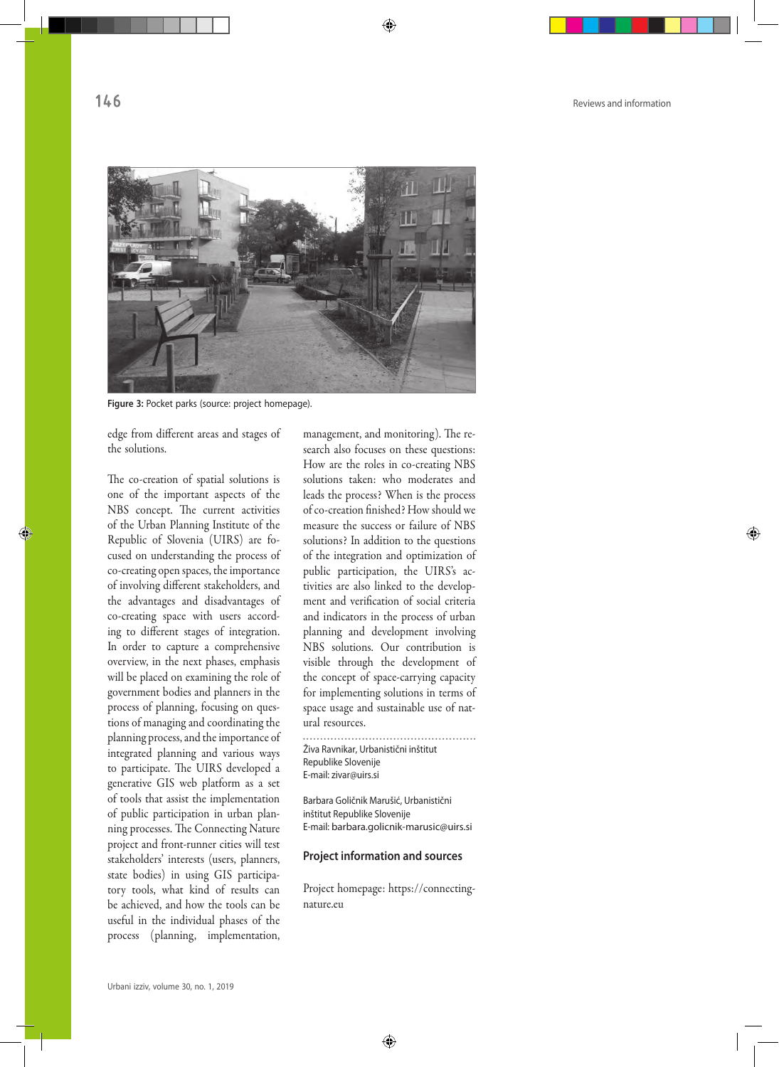Figure 3: Pocket parks (source: project homepage).

edge from different areas and stages of the solutions.

The co-creation of spatial solutions is one of the important aspects of the NBS concept. The current activities of the Urban Planning Institute of the Republic of Slovenia (UIRS) are focused on understanding the process of co-creating open spaces, the importance of involving different stakeholders, and the advantages and disadvantages of co-creating space with users according to different stages of integration. In order to capture a comprehensive overview, in the next phases, emphasis will be placed on examining the role of government bodies and planners in the process of planning, focusing on questions of managing and coordinating the planning process, and the importance of integrated planning and various ways to participate. The UIRS developed a generative GIS web platform as a set of tools that assist the implementation of public participation in urban planning processes. The Connecting Nature project and front-runner cities will test stakeholders' interests (users, planners, state bodies) in using GIS participatory tools, what kind of results can be achieved, and how the tools can be useful in the individual phases of the process (planning, implementation, management, and monitoring). The research also focuses on these questions: How are the roles in co-creating NBS solutions taken: who moderates and leads the process? When is the process of co-creation finished? How should we measure the success or failure of NBS solutions? In addition to the questions of the integration and optimization of public participation, the UIRS's activities are also linked to the development and verification of social criteria and indicators in the process of urban planning and development involving NBS solutions. Our contribution is visible through the development of the concept of space-carrying capacity for implementing solutions in terms of space usage and sustainable use of natural resources.

Živa Ravnikar, Urbanistični inštitut Republike Slovenije
E-mail: zivar@uirs.si

Barbara Goličnik Marušić, Urbanistični inštitut Republike Slovenije
E-mail: barbara.golicnik-marusic@uirs.si

## Project information and sources

Project homepage: https://connecting-nature.eu